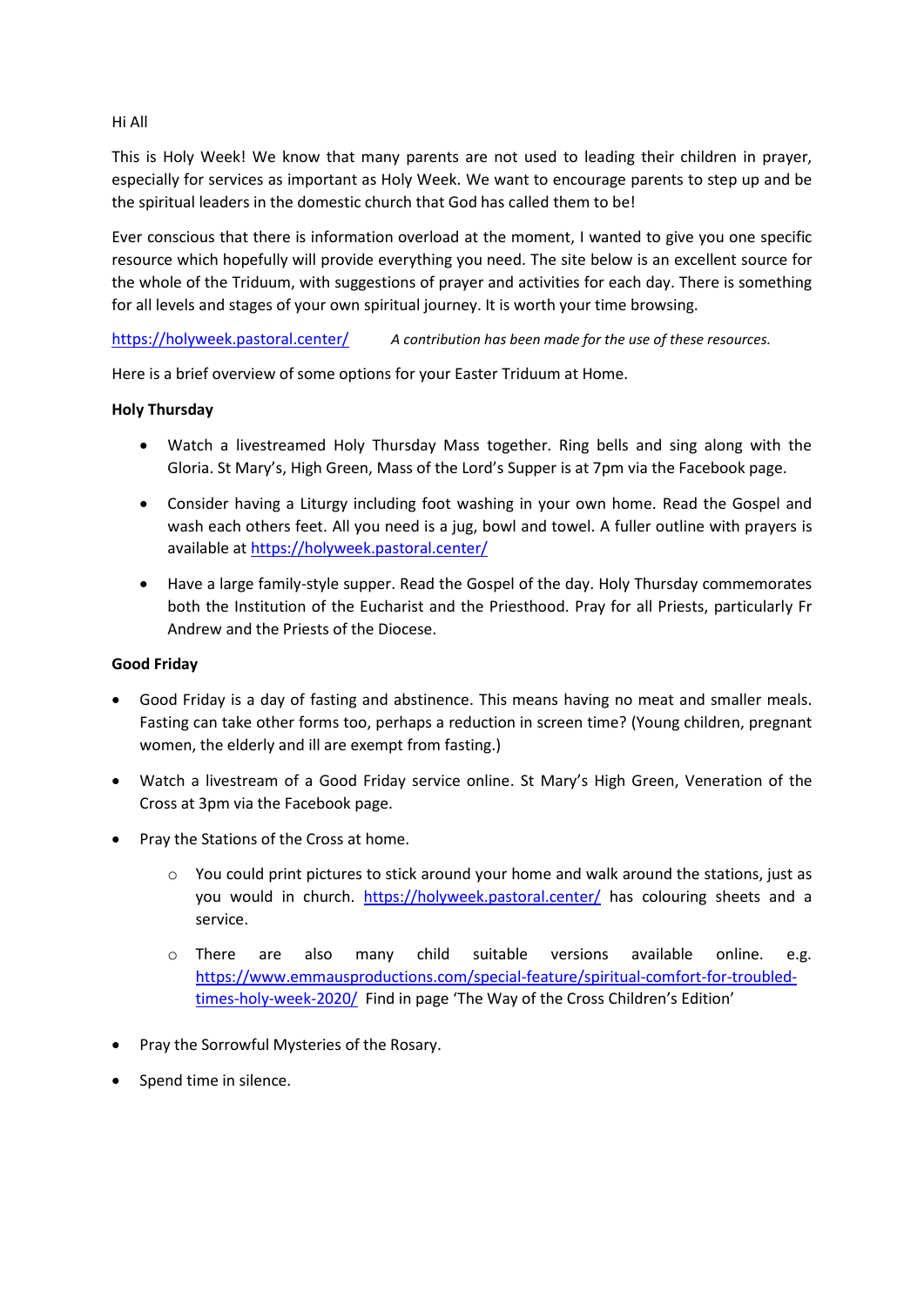Hi All

This is Holy Week! We know that many parents are not used to leading their children in prayer, especially for services as important as Holy Week. We want to encourage parents to step up and be the spiritual leaders in the domestic church that God has called them to be!

Ever conscious that there is information overload at the moment, I wanted to give you one specific resource which hopefully will provide everything you need. The site below is an excellent source for the whole of the Triduum, with suggestions of prayer and activities for each day. There is something for all levels and stages of your own spiritual journey. It is worth your time browsing.

https://holyweek.pastoral.center/ *A contribution has been made for the use of these resources.*

Here is a brief overview of some options for your Easter Triduum at Home.

**Holy Thursday**

- Watch a livestreamed Holy Thursday Mass together. Ring bells and sing along with the Gloria. St Mary's, High Green, Mass of the Lord's Supper is at 7pm via the Facebook page.
- Consider having a Liturgy including foot washing in your own home. Read the Gospel and wash each others feet. All you need is a jug, bowl and towel. A fuller outline with prayers is available at https://holyweek.pastoral.center/
- Have a large family-style supper. Read the Gospel of the day. Holy Thursday commemorates both the Institution of the Eucharist and the Priesthood. Pray for all Priests, particularly Fr Andrew and the Priests of the Diocese.

**Good Friday**

- Good Friday is a day of fasting and abstinence. This means having no meat and smaller meals. Fasting can take other forms too, perhaps a reduction in screen time? (Young children, pregnant women, the elderly and ill are exempt from fasting.)
- Watch a livestream of a Good Friday service online. St Mary's High Green, Veneration of the Cross at 3pm via the Facebook page.
- Pray the Stations of the Cross at home.
  - You could print pictures to stick around your home and walk around the stations, just as you would in church. https://holyweek.pastoral.center/ has colouring sheets and a service.
  - There are also many child suitable versions available online. e.g. https://www.emmausproductions.com/special-feature/spiritual-comfort-for-troubled-times-holy-week-2020/ Find in page 'The Way of the Cross Children's Edition'
- Pray the Sorrowful Mysteries of the Rosary.
- Spend time in silence.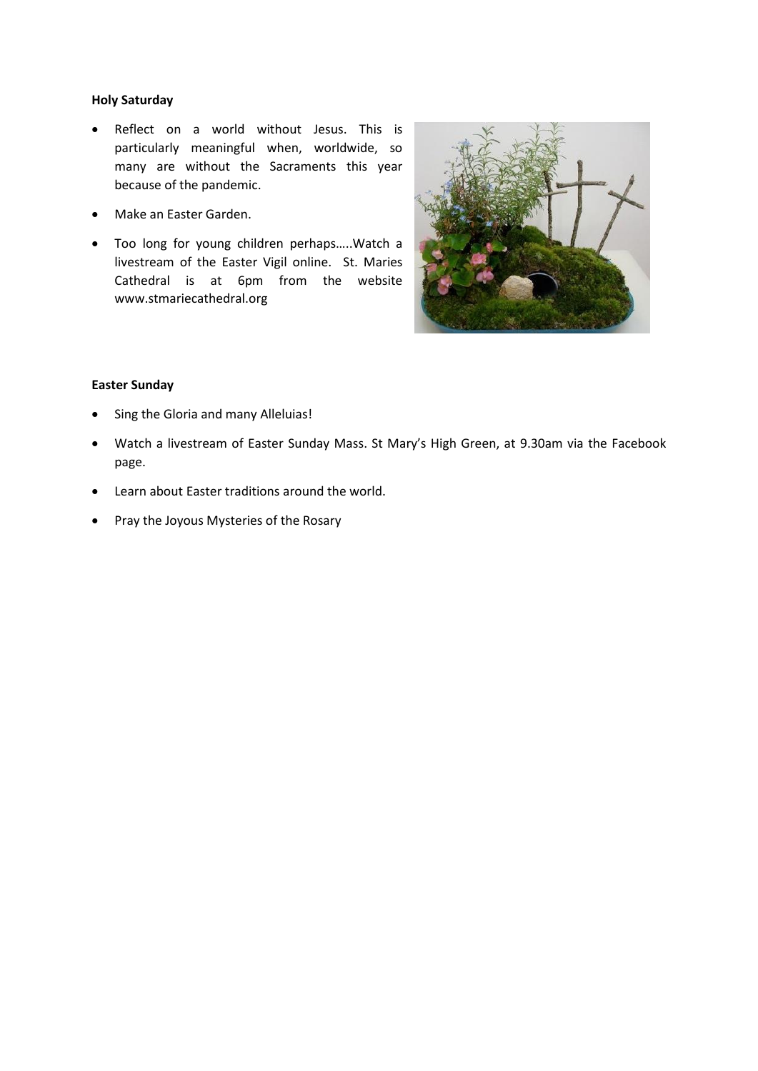**Holy Saturday**

- Reflect on a world without Jesus. This is particularly meaningful when, worldwide, so many are without the Sacraments this year because of the pandemic.
- Make an Easter Garden.
- Too long for young children perhaps…..Watch a livestream of the Easter Vigil online. St. Maries Cathedral is at 6pm from the website www.stmariecathedral.org

**Easter Sunday**

- Sing the Gloria and many Alleluias!
- Watch a livestream of Easter Sunday Mass. St Mary's High Green, at 9.30am via the Facebook page.
- Learn about Easter traditions around the world.
- Pray the Joyous Mysteries of the Rosary